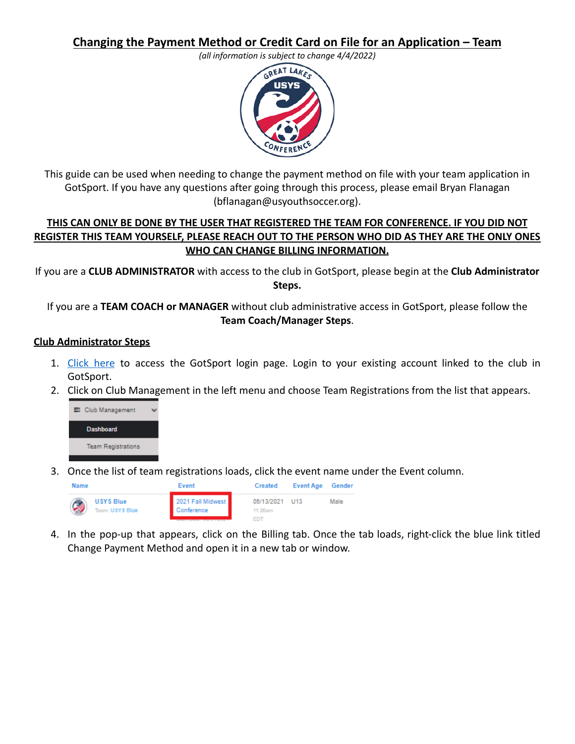# Changing the Payment Method or Credit Card on File for an Application – Team

*(all information is subject to change 4/4/2022)*

This guide can be used when needing to change the payment method on file with your team application in GotSport. If you have any questions after going through this process, please email Bryan Flanagan (bflanagan@usyouthsoccer.org).

**THIS CAN ONLY BE DONE BY THE USER THAT REGISTERED THE TEAM FOR CONFERENCE. IF YOU DID NOT REGISTER THIS TEAM YOURSELF, PLEASE REACH OUT TO THE PERSON WHO DID AS THEY ARE THE ONLY ONES WHO CAN CHANGE BILLING INFORMATION.**

If you are a **CLUB ADMINISTRATOR** with access to the club in GotSport, please begin at the **Club Administrator Steps.**

If you are a **TEAM COACH or MANAGER** without club administrative access in GotSport, please follow the **Team Coach/Manager Steps**.

## Club Administrator Steps

1. Click here to access the GotSport login page. Login to your existing account linked to the club in GotSport.
2. Click on Club Management in the left menu and choose Team Registrations from the list that appears.

   Club Management
   - Dashboard
   - Team Registrations

3. Once the list of team registrations loads, click the event name under the Event column.

   | Name | Event | Created | Event Age | Gender |
   |---|---|---|---|---|
   | USYS Blue<br>Team: USYS Blue | 2021 Fall Midwest Conference | 05/13/2021 11:26am EDT | U13 | Male |

4. In the pop-up that appears, click on the Billing tab. Once the tab loads, right-click the blue link titled Change Payment Method and open it in a new tab or window.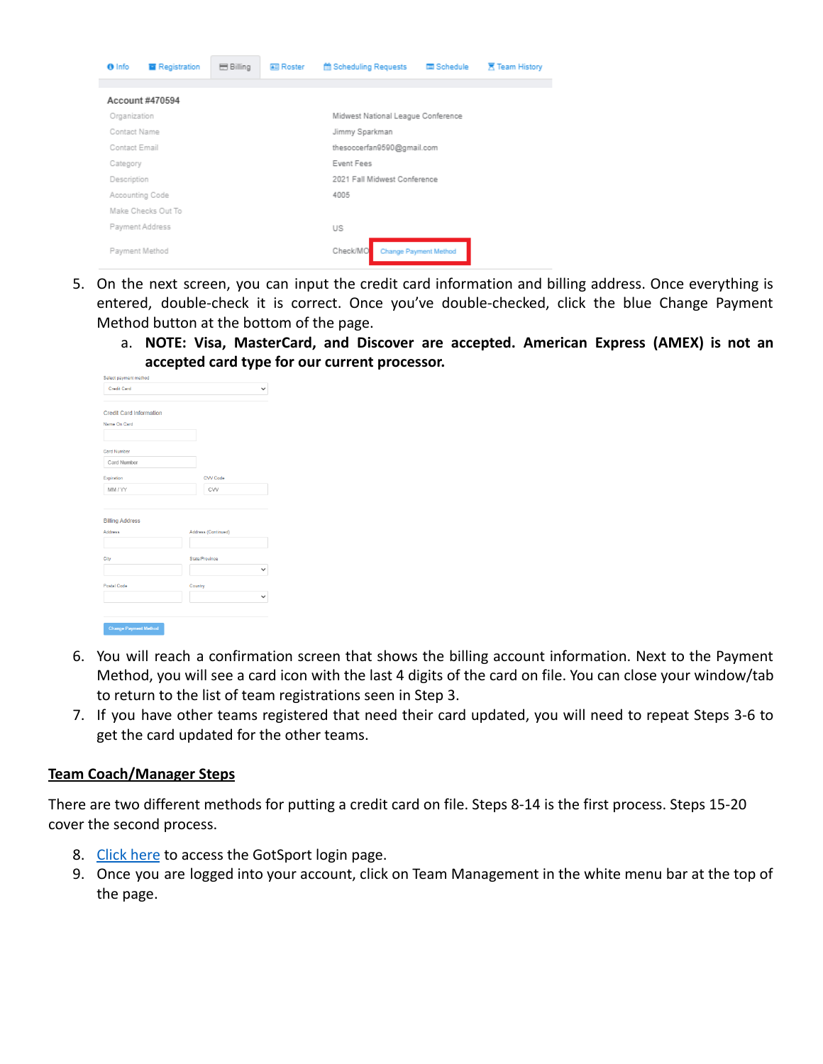5. On the next screen, you can input the credit card information and billing address. Once everything is entered, double-check it is correct. Once you've double-checked, click the blue Change Payment Method button at the bottom of the page.
    a. **NOTE: Visa, MasterCard, and Discover are accepted. American Express (AMEX) is not an accepted card type for our current processor.**
6. You will reach a confirmation screen that shows the billing account information. Next to the Payment Method, you will see a card icon with the last 4 digits of the card on file. You can close your window/tab to return to the list of team registrations seen in Step 3.
7. If you have other teams registered that need their card updated, you will need to repeat Steps 3-6 to get the card updated for the other teams.

## Team Coach/Manager Steps

There are two different methods for putting a credit card on file. Steps 8-14 is the first process. Steps 15-20 cover the second process.

8. Click here to access the GotSport login page.
9. Once you are logged into your account, click on Team Management in the white menu bar at the top of the page.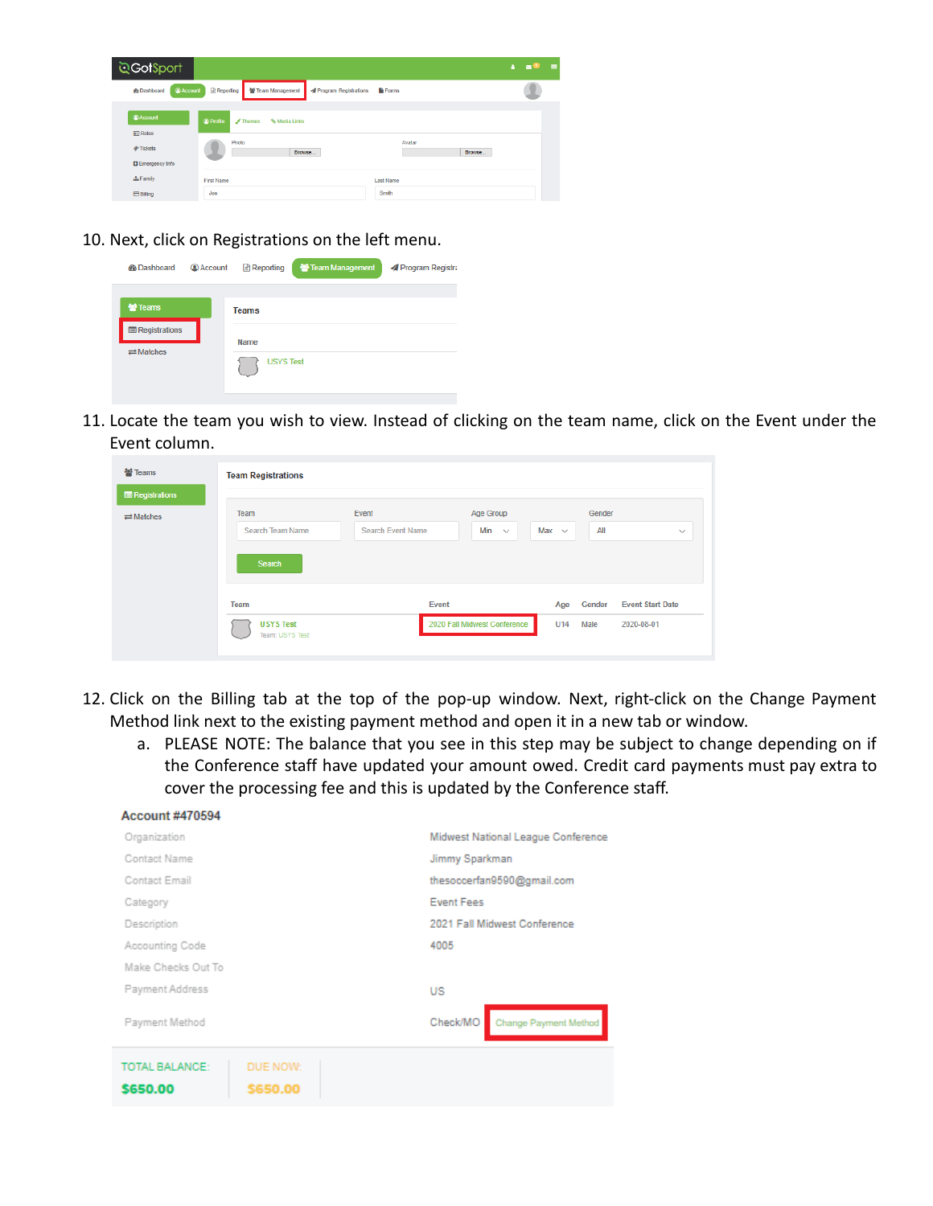10. Next, click on Registrations on the left menu.

11. Locate the team you wish to view. Instead of clicking on the team name, click on the Event under the Event column.

12. Click on the Billing tab at the top of the pop-up window. Next, right-click on the Change Payment Method link next to the existing payment method and open it in a new tab or window.
    a. PLEASE NOTE: The balance that you see in this step may be subject to change depending on if the Conference staff have updated your amount owed. Credit card payments must pay extra to cover the processing fee and this is updated by the Conference staff.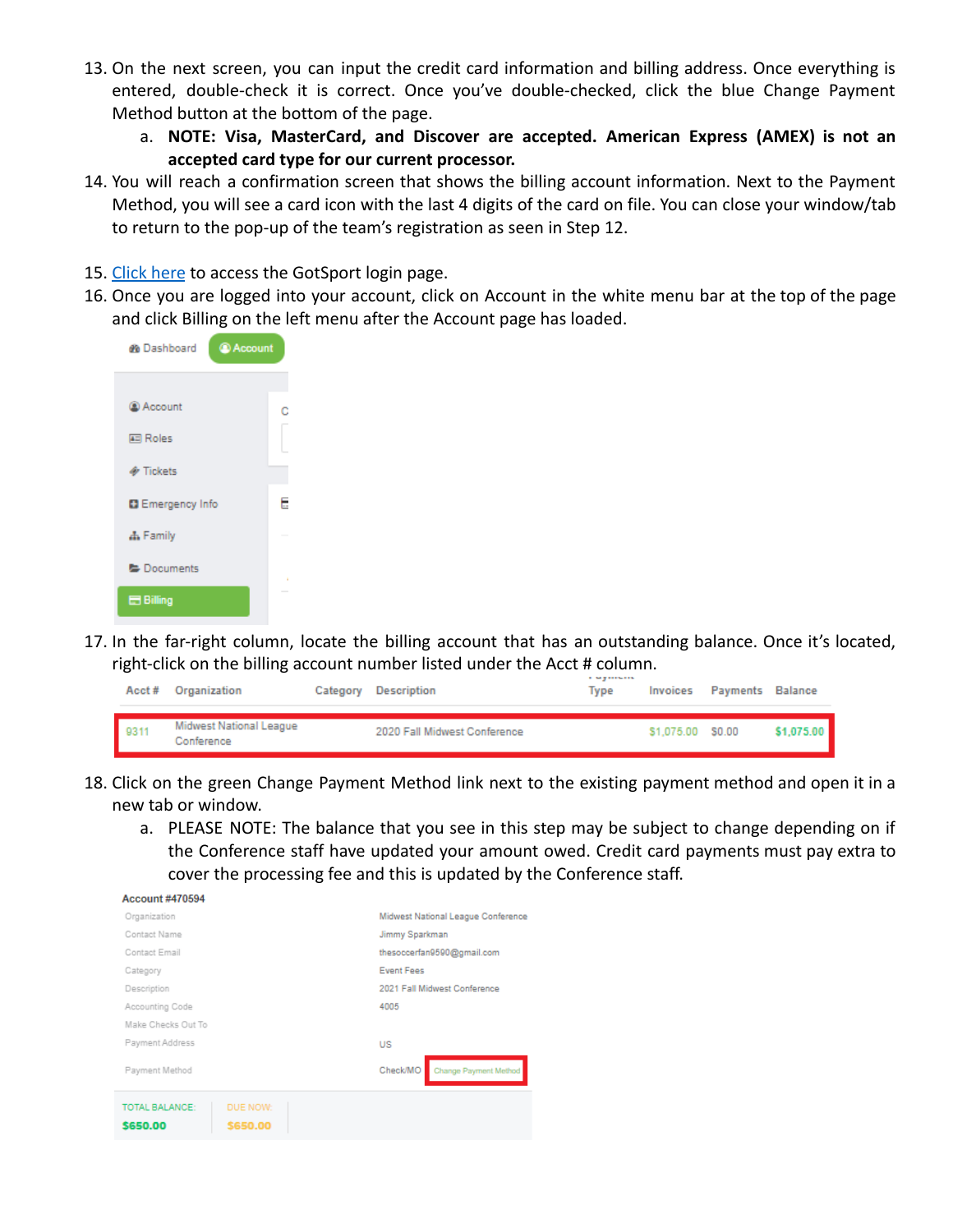13. On the next screen, you can input the credit card information and billing address. Once everything is entered, double-check it is correct. Once you've double-checked, click the blue Change Payment Method button at the bottom of the page.
    a. **NOTE: Visa, MasterCard, and Discover are accepted. American Express (AMEX) is not an accepted card type for our current processor.**
14. You will reach a confirmation screen that shows the billing account information. Next to the Payment Method, you will see a card icon with the last 4 digits of the card on file. You can close your window/tab to return to the pop-up of the team's registration as seen in Step 12.

15. [Click here]() to access the GotSport login page.
16. Once you are logged into your account, click on Account in the white menu bar at the top of the page and click Billing on the left menu after the Account page has loaded.

Dashboard | Account

- Account
- Roles
- Tickets
- Emergency Info
- Family
- Documents
- Billing

17. In the far-right column, locate the billing account that has an outstanding balance. Once it's located, right-click on the billing account number listed under the Acct # column.

| Acct # | Organization | Category | Description | Payment Type | Invoices | Payments | Balance |
|---|---|---|---|---|---|---|---|
| 9311 | Midwest National League Conference | | 2020 Fall Midwest Conference | | $1,075.00 | $0.00 | $1,075.00 |

18. Click on the green Change Payment Method link next to the existing payment method and open it in a new tab or window.
    a. PLEASE NOTE: The balance that you see in this step may be subject to change depending on if the Conference staff have updated your amount owed. Credit card payments must pay extra to cover the processing fee and this is updated by the Conference staff.

**Account #470594**

| | |
|---|---|
| Organization | Midwest National League Conference |
| Contact Name | Jimmy Sparkman |
| Contact Email | thesoccerfan9590@gmail.com |
| Category | Event Fees |
| Description | 2021 Fall Midwest Conference |
| Accounting Code | 4005 |
| Make Checks Out To | |
| Payment Address | US |
| Payment Method | Check/MO Change Payment Method |

TOTAL BALANCE: $650.00 | DUE NOW: $650.00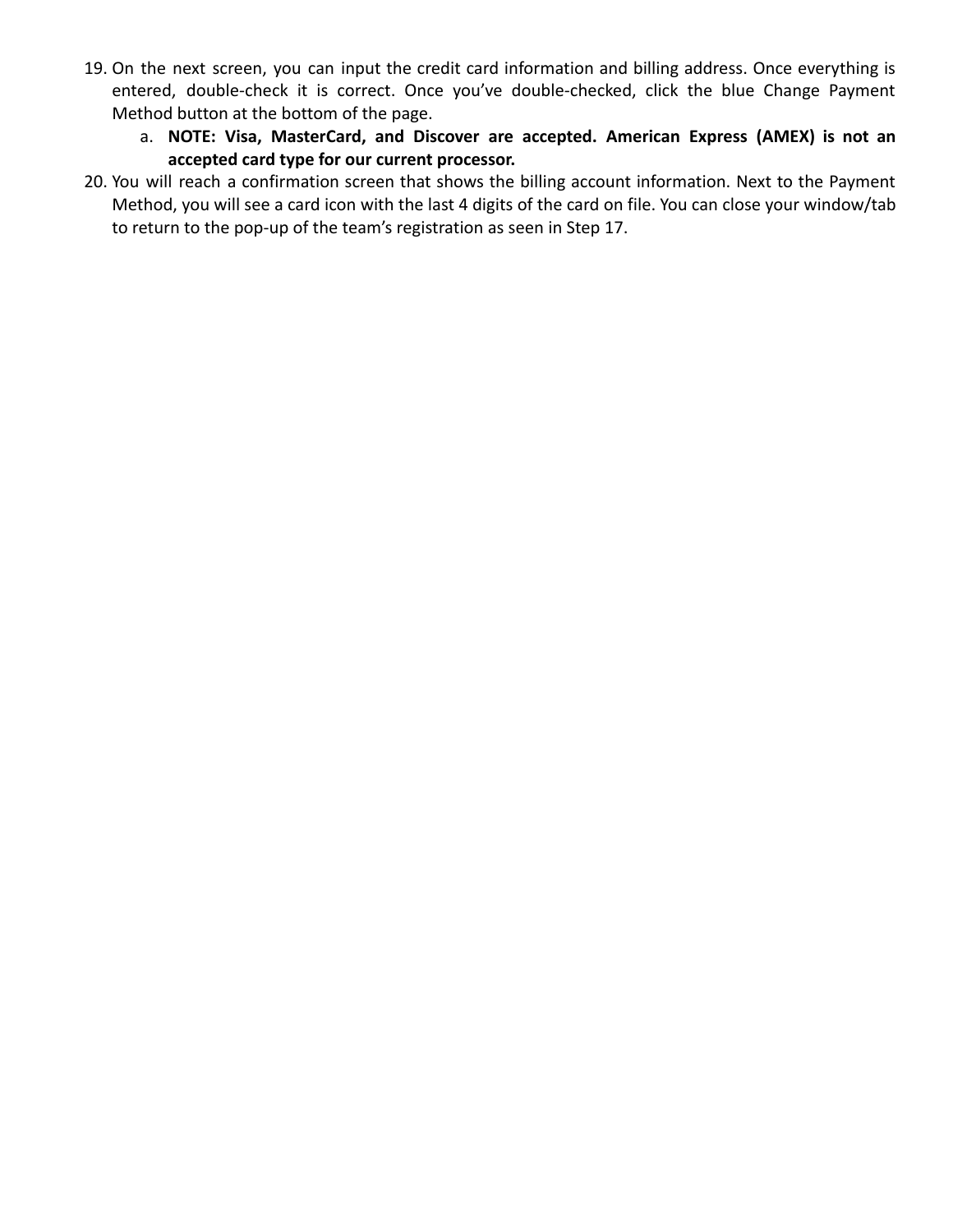19. On the next screen, you can input the credit card information and billing address. Once everything is entered, double-check it is correct. Once you've double-checked, click the blue Change Payment Method button at the bottom of the page.
    a. **NOTE: Visa, MasterCard, and Discover are accepted. American Express (AMEX) is not an accepted card type for our current processor.**
20. You will reach a confirmation screen that shows the billing account information. Next to the Payment Method, you will see a card icon with the last 4 digits of the card on file. You can close your window/tab to return to the pop-up of the team's registration as seen in Step 17.